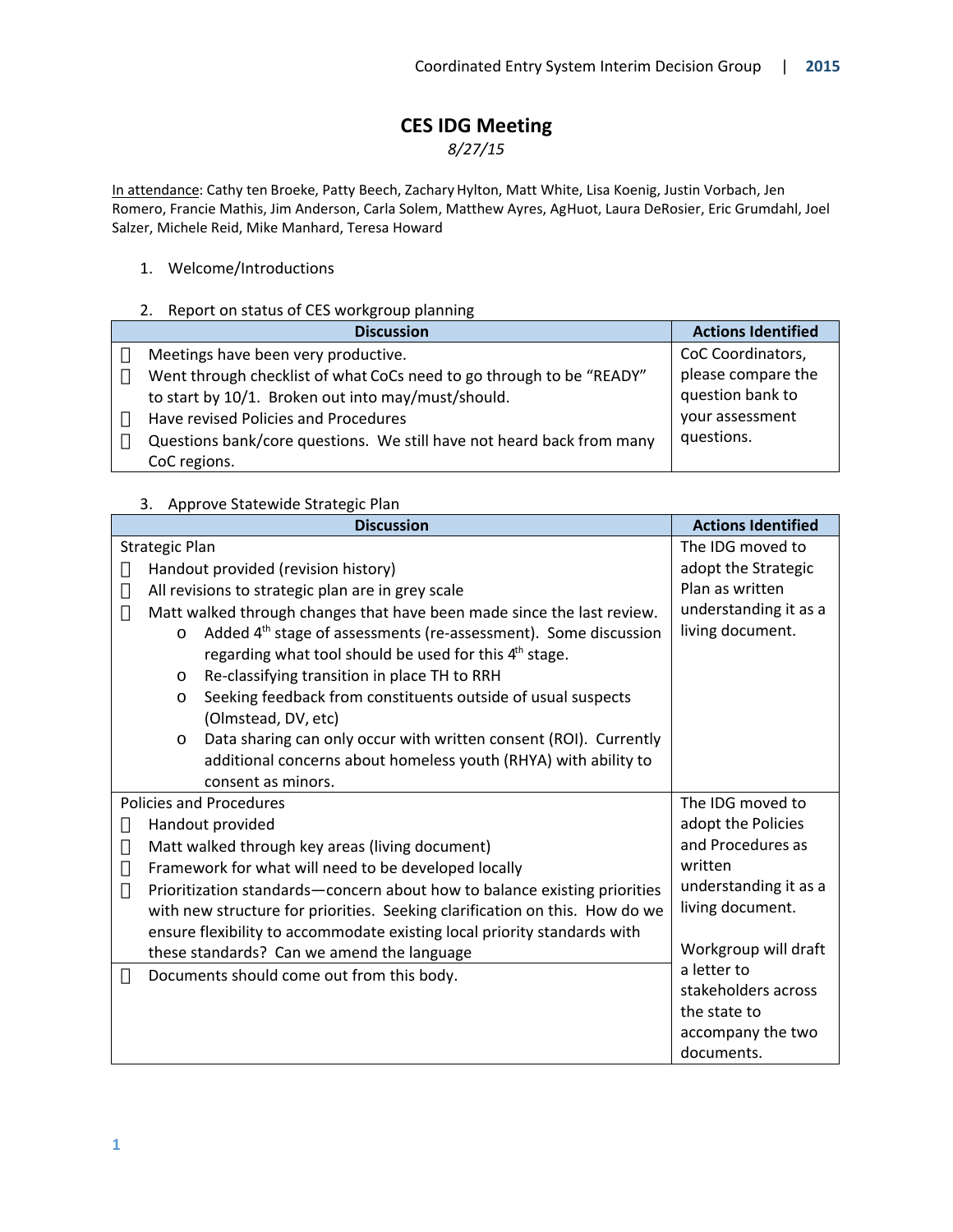# CES IDG Meeting

*8/27/15*

In attendance: Cathy ten Broeke, Patty Beech, Zachary Hylton, Matt White, Lisa Koenig, Justin Vorbach, Jen Romero, Francie Mathis, Jim Anderson, Carla Solem, Matthew Ayres, AgHuot, Laura DeRosier, Eric Grumdahl, Joel Salzer, Michele Reid, Mike Manhard, Teresa Howard

1. Welcome/Introductions

2. Report on status of CES workgroup planning

| Discussion | Actions Identified |
|---|---|
| • Meetings have been very productive.<br>• Went through checklist of what CoCs need to go through to be "READY" to start by 10/1. Broken out into may/must/should.<br>• Have revised Policies and Procedures<br>• Questions bank/core questions. We still have not heard back from many CoC regions. | CoC Coordinators, please compare the question bank to your assessment questions. |

3. Approve Statewide Strategic Plan

| Discussion | Actions Identified |
|---|---|
| Strategic Plan<br>• Handout provided (revision history)<br>• All revisions to strategic plan are in grey scale<br>• Matt walked through changes that have been made since the last review.<br>  o Added 4th stage of assessments (re-assessment). Some discussion regarding what tool should be used for this 4th stage.<br>  o Re-classifying transition in place TH to RRH<br>  o Seeking feedback from constituents outside of usual suspects (Olmstead, DV, etc)<br>  o Data sharing can only occur with written consent (ROI). Currently additional concerns about homeless youth (RHYA) with ability to consent as minors. | The IDG moved to adopt the Strategic Plan as written understanding it as a living document. |
| Policies and Procedures<br>• Handout provided<br>• Matt walked through key areas (living document)<br>• Framework for what will need to be developed locally<br>• Prioritization standards—concern about how to balance existing priorities with new structure for priorities. Seeking clarification on this. How do we ensure flexibility to accommodate existing local priority standards with these standards? Can we amend the language<br>• Documents should come out from this body. | The IDG moved to adopt the Policies and Procedures as written understanding it as a living document.<br><br>Workgroup will draft a letter to stakeholders across the state to accompany the two documents. |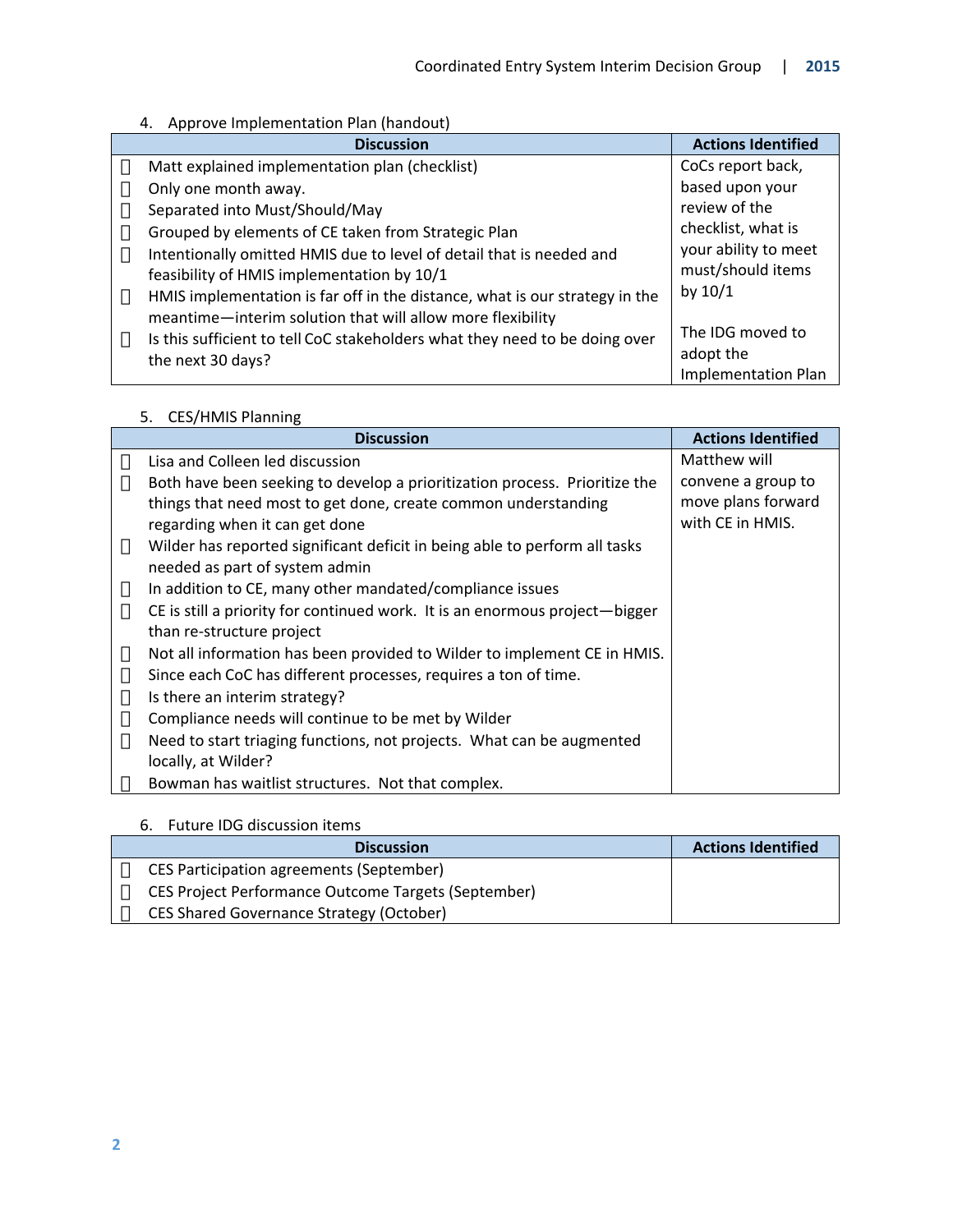4. Approve Implementation Plan (handout)

| Discussion | Actions Identified |
|---|---|
| - Matt explained implementation plan (checklist)<br>- Only one month away.<br>- Separated into Must/Should/May<br>- Grouped by elements of CE taken from Strategic Plan<br>- Intentionally omitted HMIS due to level of detail that is needed and feasibility of HMIS implementation by 10/1<br>- HMIS implementation is far off in the distance, what is our strategy in the meantime—interim solution that will allow more flexibility<br>- Is this sufficient to tell CoC stakeholders what they need to be doing over the next 30 days? | CoCs report back, based upon your review of the checklist, what is your ability to meet must/should items by 10/1<br><br>The IDG moved to adopt the Implementation Plan |

5. CES/HMIS Planning

| Discussion | Actions Identified |
|---|---|
| - Lisa and Colleen led discussion<br>- Both have been seeking to develop a prioritization process. Prioritize the things that need most to get done, create common understanding regarding when it can get done<br>- Wilder has reported significant deficit in being able to perform all tasks needed as part of system admin<br>- In addition to CE, many other mandated/compliance issues<br>- CE is still a priority for continued work. It is an enormous project—bigger than re-structure project<br>- Not all information has been provided to Wilder to implement CE in HMIS.<br>- Since each CoC has different processes, requires a ton of time.<br>- Is there an interim strategy?<br>- Compliance needs will continue to be met by Wilder<br>- Need to start triaging functions, not projects. What can be augmented locally, at Wilder?<br>- Bowman has waitlist structures. Not that complex. | Matthew will convene a group to move plans forward with CE in HMIS. |

6. Future IDG discussion items

| Discussion | Actions Identified |
|---|---|
| - CES Participation agreements (September)<br>- CES Project Performance Outcome Targets (September)<br>- CES Shared Governance Strategy (October) | |